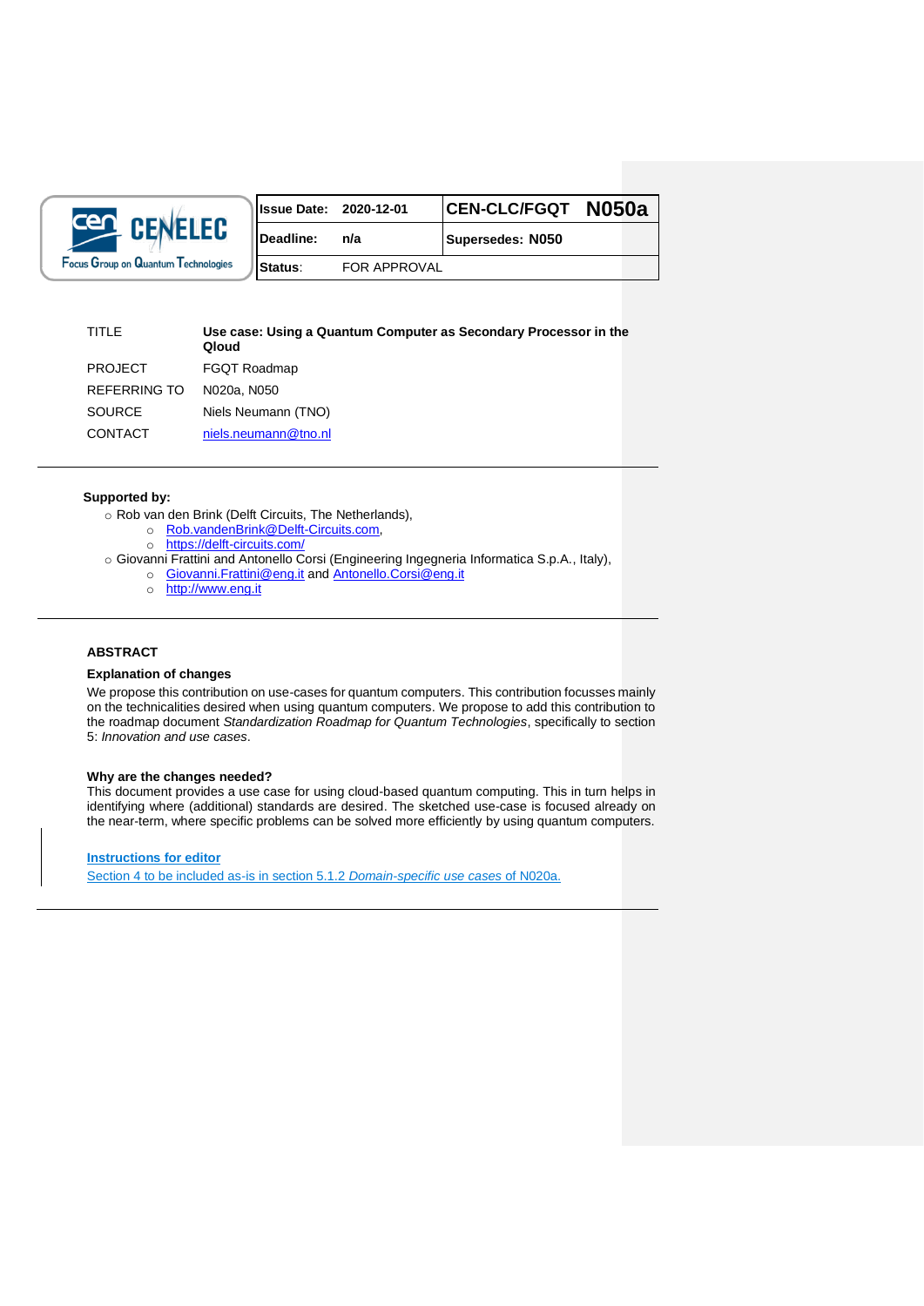| CEN CENELEC Focus Group on Quantum Technologies | **Issue Date:** | **2020-12-01** | **CEN-CLC/FGQT** | **N050a** |
|---|---|---|---|---|
| | **Deadline:** | **n/a** | **Supersedes: N050** | |
| | **Status**: | FOR APPROVAL | | |

| | |
|---|---|
| TITLE | **Use case: Using a Quantum Computer as Secondary Processor in the Qloud** |
| PROJECT | FGQT Roadmap |
| REFERRING TO | N020a, N050 |
| SOURCE | Niels Neumann (TNO) |
| CONTACT | niels.neumann@tno.nl |

---

**Supported by:**

- Rob van den Brink (Delft Circuits, The Netherlands),
  - Rob.vandenBrink@Delft-Circuits.com,
  - https://delft-circuits.com/
- Giovanni Frattini and Antonello Corsi (Engineering Ingegneria Informatica S.p.A., Italy),
  - Giovanni.Frattini@eng.it and Antonello.Corsi@eng.it
  - http://www.eng.it

---

**ABSTRACT**

**Explanation of changes**

We propose this contribution on use-cases for quantum computers. This contribution focusses mainly on the technicalities desired when using quantum computers. We propose to add this contribution to the roadmap document *Standardization Roadmap for Quantum Technologies*, specifically to section 5: *Innovation and use cases*.

**Why are the changes needed?**

This document provides a use case for using cloud-based quantum computing. This in turn helps in identifying where (additional) standards are desired. The sketched use-case is focused already on the near-term, where specific problems can be solved more efficiently by using quantum computers.

**Instructions for editor**

Section 4 to be included as-is in section 5.1.2 *Domain-specific use cases* of N020a.

---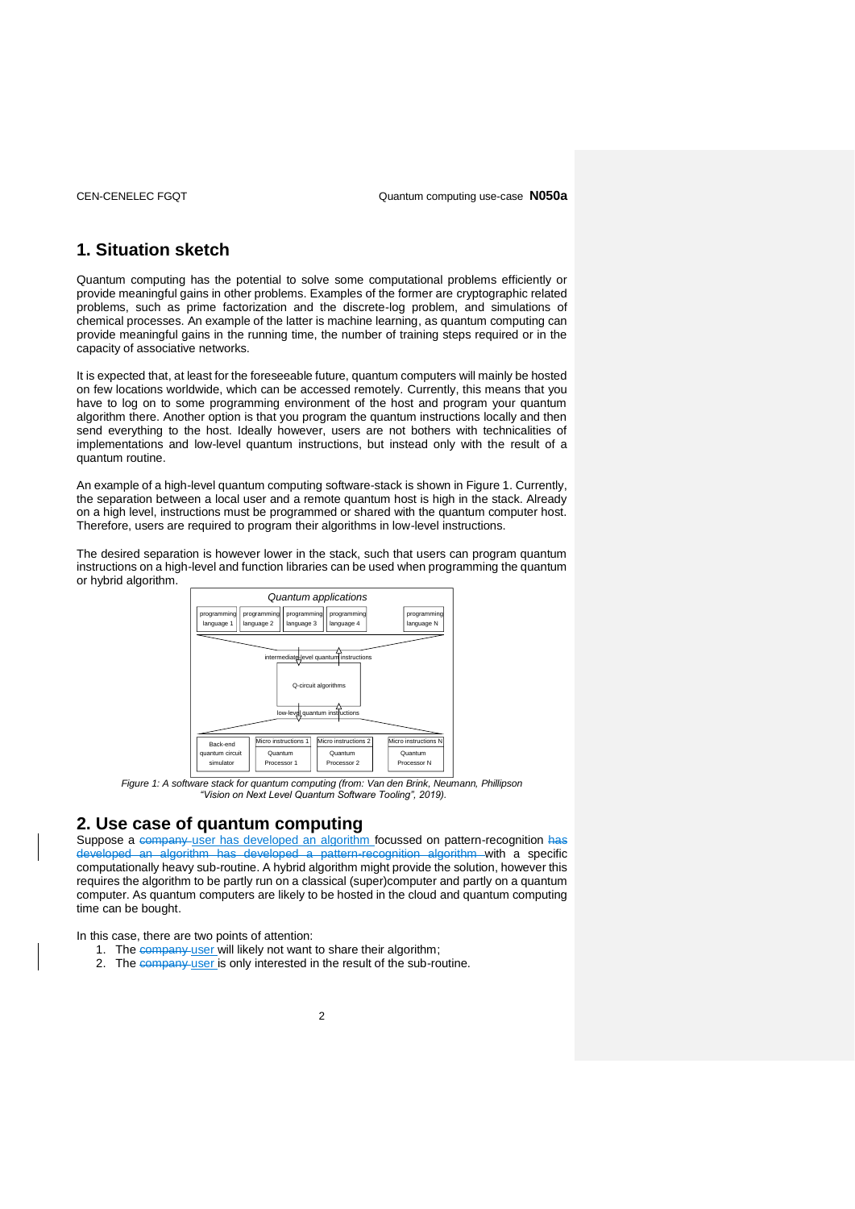## 1. Situation sketch

Quantum computing has the potential to solve some computational problems efficiently or provide meaningful gains in other problems. Examples of the former are cryptographic related problems, such as prime factorization and the discrete-log problem, and simulations of chemical processes. An example of the latter is machine learning, as quantum computing can provide meaningful gains in the running time, the number of training steps required or in the capacity of associative networks.

It is expected that, at least for the foreseeable future, quantum computers will mainly be hosted on few locations worldwide, which can be accessed remotely. Currently, this means that you have to log on to some programming environment of the host and program your quantum algorithm there. Another option is that you program the quantum instructions locally and then send everything to the host. Ideally however, users are not bothers with technicalities of implementations and low-level quantum instructions, but instead only with the result of a quantum routine.

An example of a high-level quantum computing software-stack is shown in Figure 1. Currently, the separation between a local user and a remote quantum host is high in the stack. Already on a high level, instructions must be programmed or shared with the quantum computer host. Therefore, users are required to program their algorithms in low-level instructions.

The desired separation is however lower in the stack, such that users can program quantum instructions on a high-level and function libraries can be used when programming the quantum or hybrid algorithm.

*Figure 1: A software stack for quantum computing (from: Van den Brink, Neumann, Phillipson "Vision on Next Level Quantum Software Tooling", 2019).*

## 2. Use case of quantum computing

Suppose a user has developed an algorithm focussed on pattern-recognition with a specific computationally heavy sub-routine. A hybrid algorithm might provide the solution, however this requires the algorithm to be partly run on a classical (super)computer and partly on a quantum computer. As quantum computers are likely to be hosted in the cloud and quantum computing time can be bought.

In this case, there are two points of attention:

1. The user will likely not want to share their algorithm;
2. The user is only interested in the result of the sub-routine.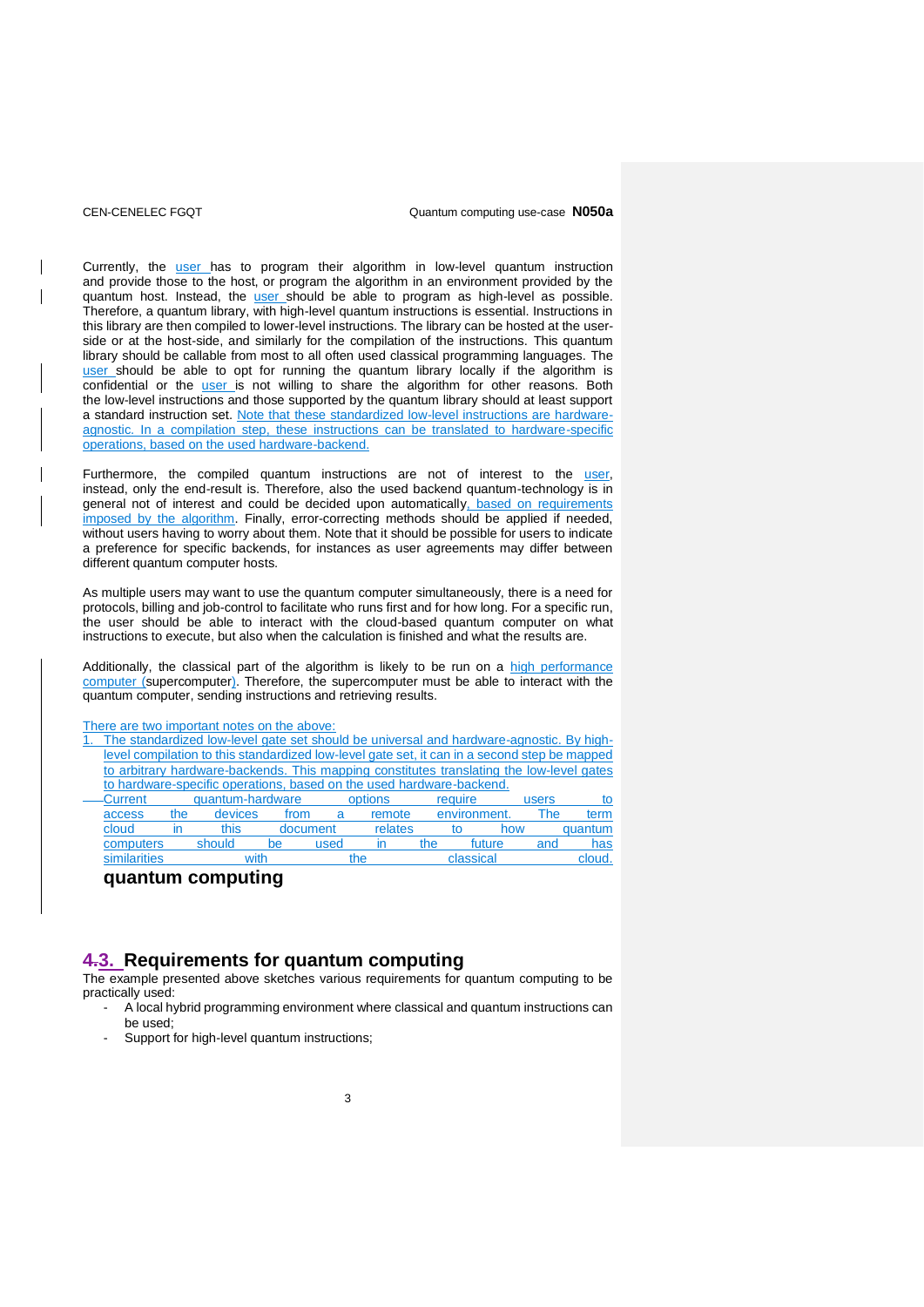Currently, the user has to program their algorithm in low-level quantum instruction and provide those to the host, or program the algorithm in an environment provided by the quantum host. Instead, the user should be able to program as high-level as possible. Therefore, a quantum library, with high-level quantum instructions is essential. Instructions in this library are then compiled to lower-level instructions. The library can be hosted at the user-side or at the host-side, and similarly for the compilation of the instructions. This quantum library should be callable from most to all often used classical programming languages. The user should be able to opt for running the quantum library locally if the algorithm is confidential or the user is not willing to share the algorithm for other reasons. Both the low-level instructions and those supported by the quantum library should at least support a standard instruction set. Note that these standardized low-level instructions are hardware-agnostic. In a compilation step, these instructions can be translated to hardware-specific operations, based on the used hardware-backend.

Furthermore, the compiled quantum instructions are not of interest to the user, instead, only the end-result is. Therefore, also the used backend quantum-technology is in general not of interest and could be decided upon automatically, based on requirements imposed by the algorithm. Finally, error-correcting methods should be applied if needed, without users having to worry about them. Note that it should be possible for users to indicate a preference for specific backends, for instances as user agreements may differ between different quantum computer hosts.

As multiple users may want to use the quantum computer simultaneously, there is a need for protocols, billing and job-control to facilitate who runs first and for how long. For a specific run, the user should be able to interact with the cloud-based quantum computer on what instructions to execute, but also when the calculation is finished and what the results are.

Additionally, the classical part of the algorithm is likely to be run on a high performance computer (supercomputer). Therefore, the supercomputer must be able to interact with the quantum computer, sending instructions and retrieving results.

There are two important notes on the above:

1. The standardized low-level gate set should be universal and hardware-agnostic. By high-level compilation to this standardized low-level gate set, it can in a second step be mapped to arbitrary hardware-backends. This mapping constitutes translating the low-level gates to hardware-specific operations, based on the used hardware-backend.
2. Current quantum-hardware options require users to access the devices from a remote environment. The term cloud in this document relates to how quantum computers should be used in the future and has similarities with the classical cloud.

**quantum computing**

## 3. Requirements for quantum computing

The example presented above sketches various requirements for quantum computing to be practically used:

- A local hybrid programming environment where classical and quantum instructions can be used;
- Support for high-level quantum instructions;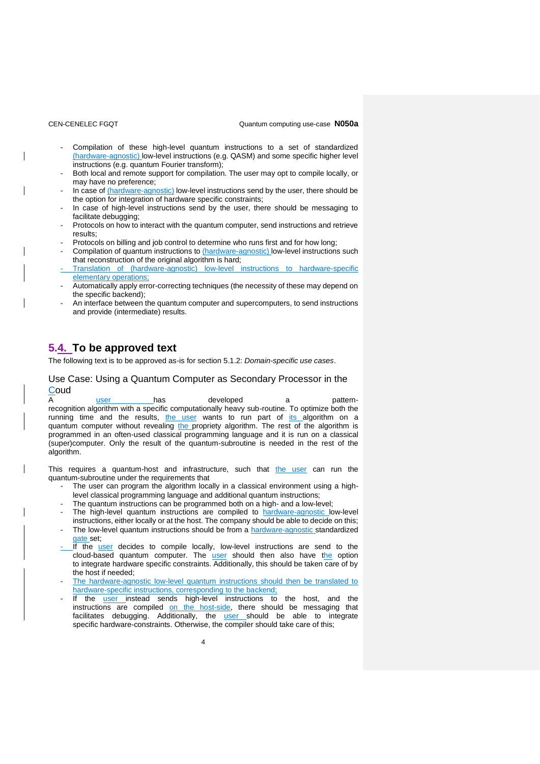- Compilation of these high-level quantum instructions to a set of standardized (hardware-agnostic) low-level instructions (e.g. QASM) and some specific higher level instructions (e.g. quantum Fourier transform);
- Both local and remote support for compilation. The user may opt to compile locally, or may have no preference;
- In case of (hardware-agnostic) low-level instructions send by the user, there should be the option for integration of hardware specific constraints;
- In case of high-level instructions send by the user, there should be messaging to facilitate debugging;
- Protocols on how to interact with the quantum computer, send instructions and retrieve results;
- Protocols on billing and job control to determine who runs first and for how long;
- Compilation of quantum instructions to (hardware-agnostic) low-level instructions such that reconstruction of the original algorithm is hard;
- Translation of (hardware-agnostic) low-level instructions to hardware-specific elementary operations;
- Automatically apply error-correcting techniques (the necessity of these may depend on the specific backend);
- An interface between the quantum computer and supercomputers, to send instructions and provide (intermediate) results.

## 5.4. To be approved text

The following text is to be approved as-is for section 5.1.2: *Domain-specific use cases*.

### Use Case: Using a Quantum Computer as Secondary Processor in the Coud

A user has developed a pattern-recognition algorithm with a specific computationally heavy sub-routine. To optimize both the running time and the results, the user wants to run part of its algorithm on a quantum computer without revealing the propriety algorithm. The rest of the algorithm is programmed in an often-used classical programming language and it is run on a classical (super)computer. Only the result of the quantum-subroutine is needed in the rest of the algorithm.

This requires a quantum-host and infrastructure, such that the user can run the quantum-subroutine under the requirements that

- The user can program the algorithm locally in a classical environment using a high-level classical programming language and additional quantum instructions;
- The quantum instructions can be programmed both on a high- and a low-level;
- The high-level quantum instructions are compiled to hardware-agnostic low-level instructions, either locally or at the host. The company should be able to decide on this;
- The low-level quantum instructions should be from a hardware-agnostic standardized gate set;
- If the user decides to compile locally, low-level instructions are send to the cloud-based quantum computer. The user should then also have the option to integrate hardware specific constraints. Additionally, this should be taken care of by the host if needed;
- The hardware-agnostic low-level quantum instructions should then be translated to hardware-specific instructions, corresponding to the backend;
- If the user instead sends high-level instructions to the host, and the instructions are compiled on the host-side, there should be messaging that facilitates debugging. Additionally, the user should be able to integrate specific hardware-constraints. Otherwise, the compiler should take care of this;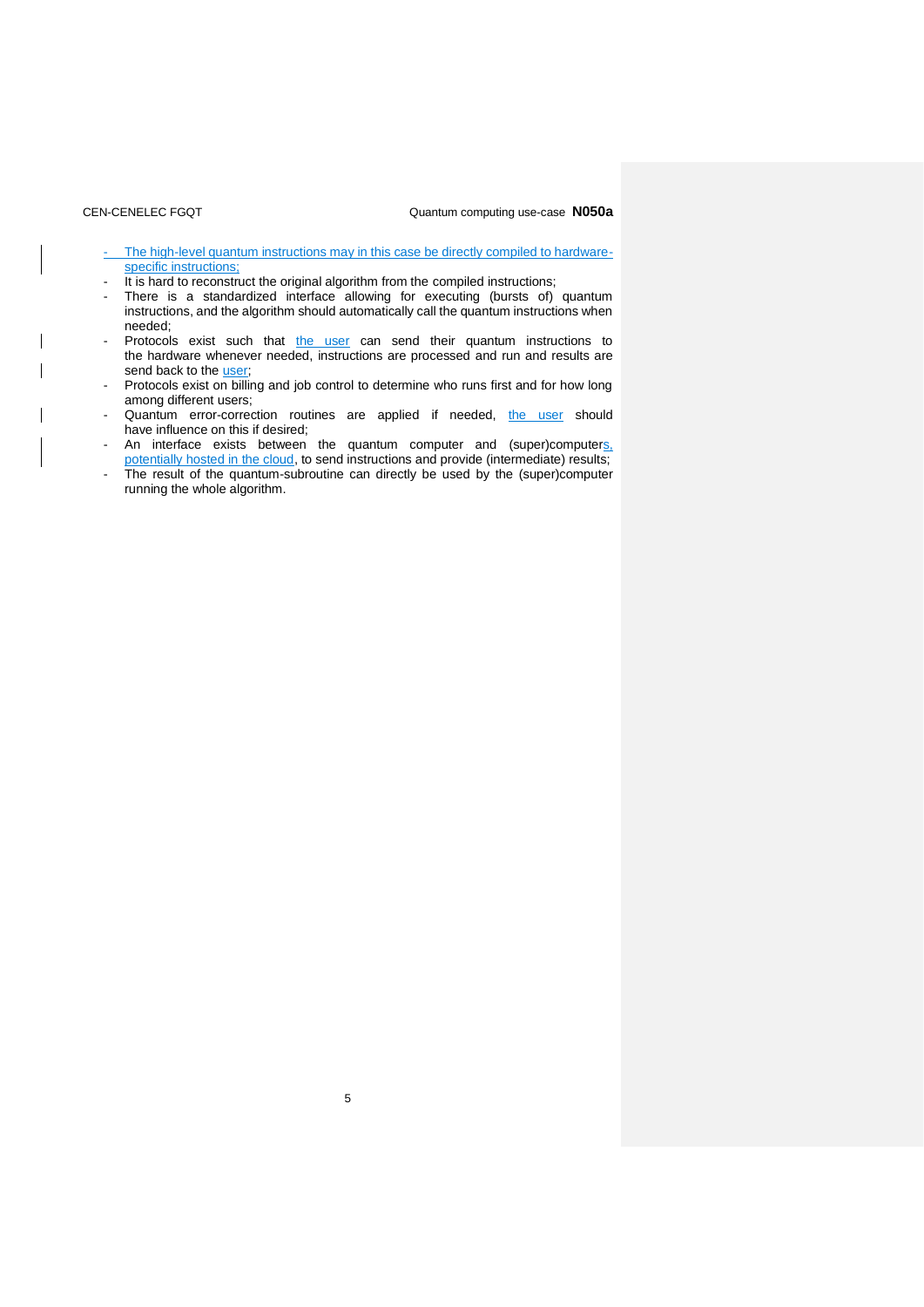- The high-level quantum instructions may in this case be directly compiled to hardware-specific instructions;
- It is hard to reconstruct the original algorithm from the compiled instructions;
- There is a standardized interface allowing for executing (bursts of) quantum instructions, and the algorithm should automatically call the quantum instructions when needed;
- Protocols exist such that the user can send their quantum instructions to the hardware whenever needed, instructions are processed and run and results are send back to the user;
- Protocols exist on billing and job control to determine who runs first and for how long among different users;
- Quantum error-correction routines are applied if needed, the user should have influence on this if desired;
- An interface exists between the quantum computer and (super)computers, potentially hosted in the cloud, to send instructions and provide (intermediate) results;
- The result of the quantum-subroutine can directly be used by the (super)computer running the whole algorithm.